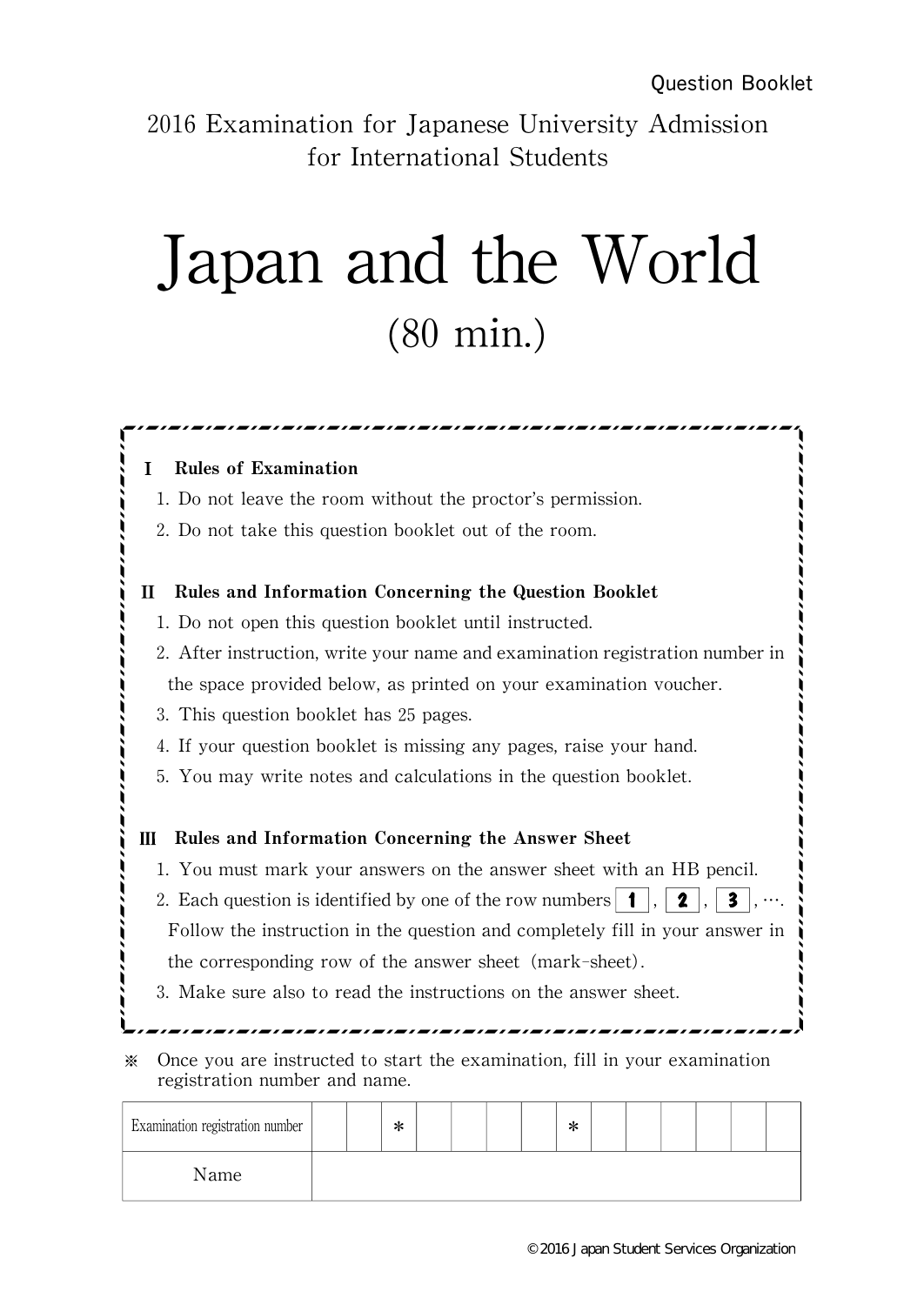Question Booklet

2016 Examination for Japanese University Admission for International Students

# Japan and the World

(80 min.)

**Ⅰ Rules of Examination**

1. Do not leave the room without the proctor's permission.
2. Do not take this question booklet out of the room.

**Ⅱ Rules and Information Concerning the Question Booklet**

1. Do not open this question booklet until instructed.
2. After instruction, write your name and examination registration number in the space provided below, as printed on your examination voucher.
3. This question booklet has 25 pages.
4. If your question booklet is missing any pages, raise your hand.
5. You may write notes and calculations in the question booklet.

**Ⅲ Rules and Information Concerning the Answer Sheet**

1. You must mark your answers on the answer sheet with an HB pencil.
2. Each question is identified by one of the row numbers **1**, **2**, **3**, ⋯. Follow the instruction in the question and completely fill in your answer in the corresponding row of the answer sheet (mark-sheet).
3. Make sure also to read the instructions on the answer sheet.

※ Once you are instructed to start the examination, fill in your examination registration number and name.

| Examination registration number | | | * | | | | | * | | | | | | |
|---|---|---|---|---|---|---|---|---|---|---|---|---|---|---|
| Name | | | | | | | | | | | | | | |

©2016 Japan Student Services Organization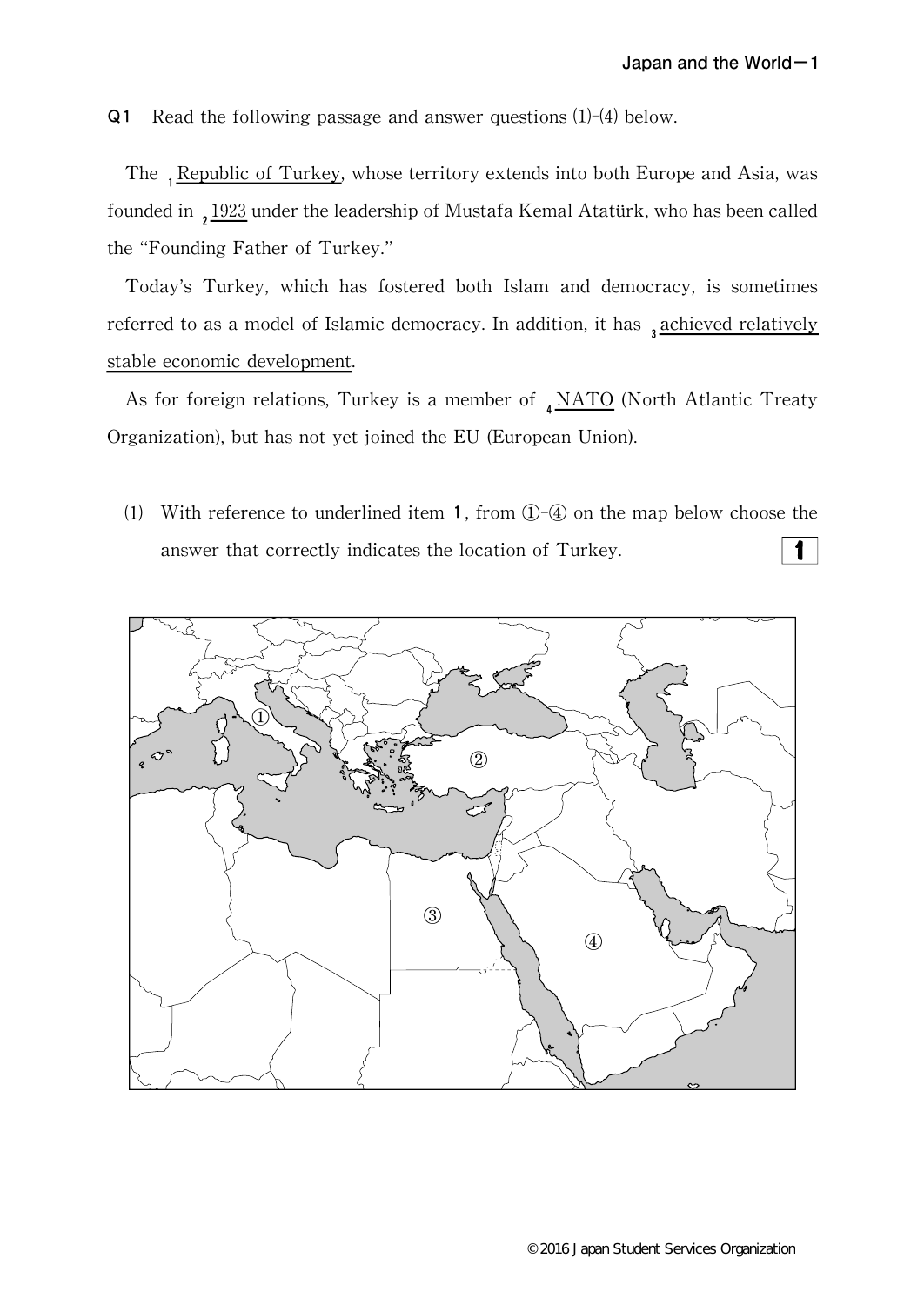**Q1** Read the following passage and answer questions (1)-(4) below.

The [1] Republic of Turkey, whose territory extends into both Europe and Asia, was founded in [2] 1923 under the leadership of Mustafa Kemal Atatürk, who has been called the "Founding Father of Turkey."

Today's Turkey, which has fostered both Islam and democracy, is sometimes referred to as a model of Islamic democracy. In addition, it has [3] achieved relatively stable economic development.

As for foreign relations, Turkey is a member of [4] NATO (North Atlantic Treaty Organization), but has not yet joined the EU (European Union).

(1) With reference to underlined item **1**, from ①-④ on the map below choose the answer that correctly indicates the location of Turkey. **1**

①

②

③

④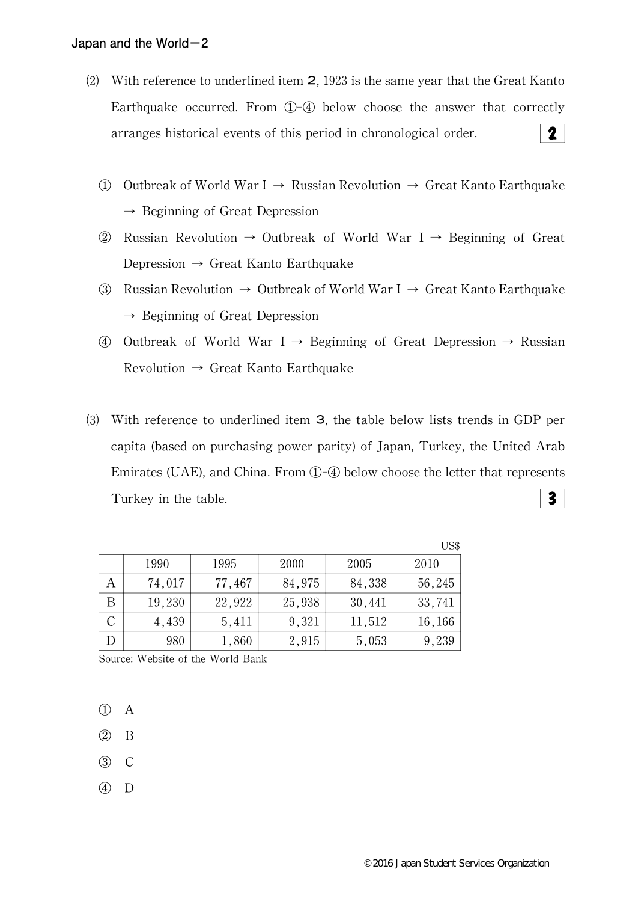(2) With reference to underlined item **2**, 1923 is the same year that the Great Kanto Earthquake occurred. From ①-④ below choose the answer that correctly arranges historical events of this period in chronological order. **2**

① Outbreak of World War I → Russian Revolution → Great Kanto Earthquake → Beginning of Great Depression

② Russian Revolution → Outbreak of World War I → Beginning of Great Depression → Great Kanto Earthquake

③ Russian Revolution → Outbreak of World War I → Great Kanto Earthquake → Beginning of Great Depression

④ Outbreak of World War I → Beginning of Great Depression → Russian Revolution → Great Kanto Earthquake

(3) With reference to underlined item **3**, the table below lists trends in GDP per capita (based on purchasing power parity) of Japan, Turkey, the United Arab Emirates (UAE), and China. From ①-④ below choose the letter that represents Turkey in the table. **3**

US$

| | 1990 | 1995 | 2000 | 2005 | 2010 |
|---|---|---|---|---|---|
| A | 74,017 | 77,467 | 84,975 | 84,338 | 56,245 |
| B | 19,230 | 22,922 | 25,938 | 30,441 | 33,741 |
| C | 4,439 | 5,411 | 9,321 | 11,512 | 16,166 |
| D | 980 | 1,860 | 2,915 | 5,053 | 9,239 |

Source: Website of the World Bank

① A

② B

③ C

④ D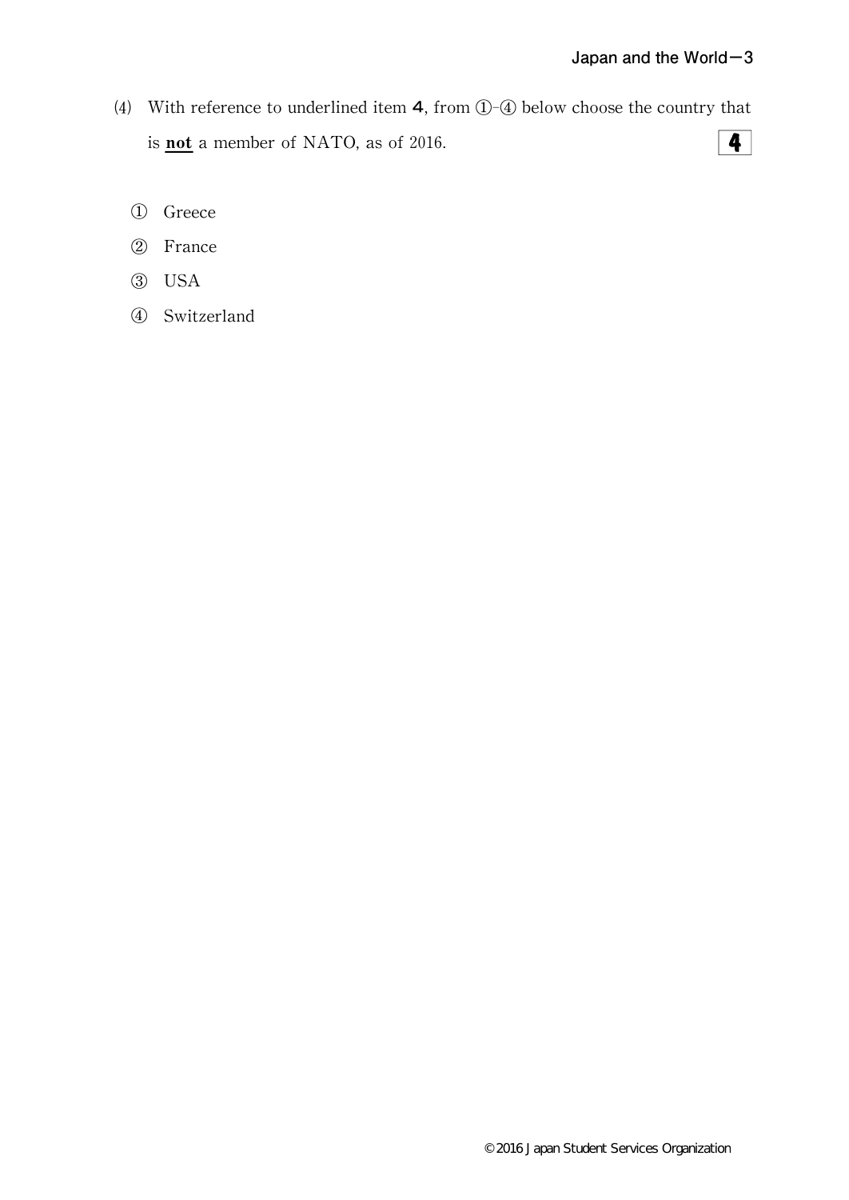(4) With reference to underlined item **4**, from ①-④ below choose the country that is **not** a member of NATO, as of 2016. **4**

① Greece

② France

③ USA

④ Switzerland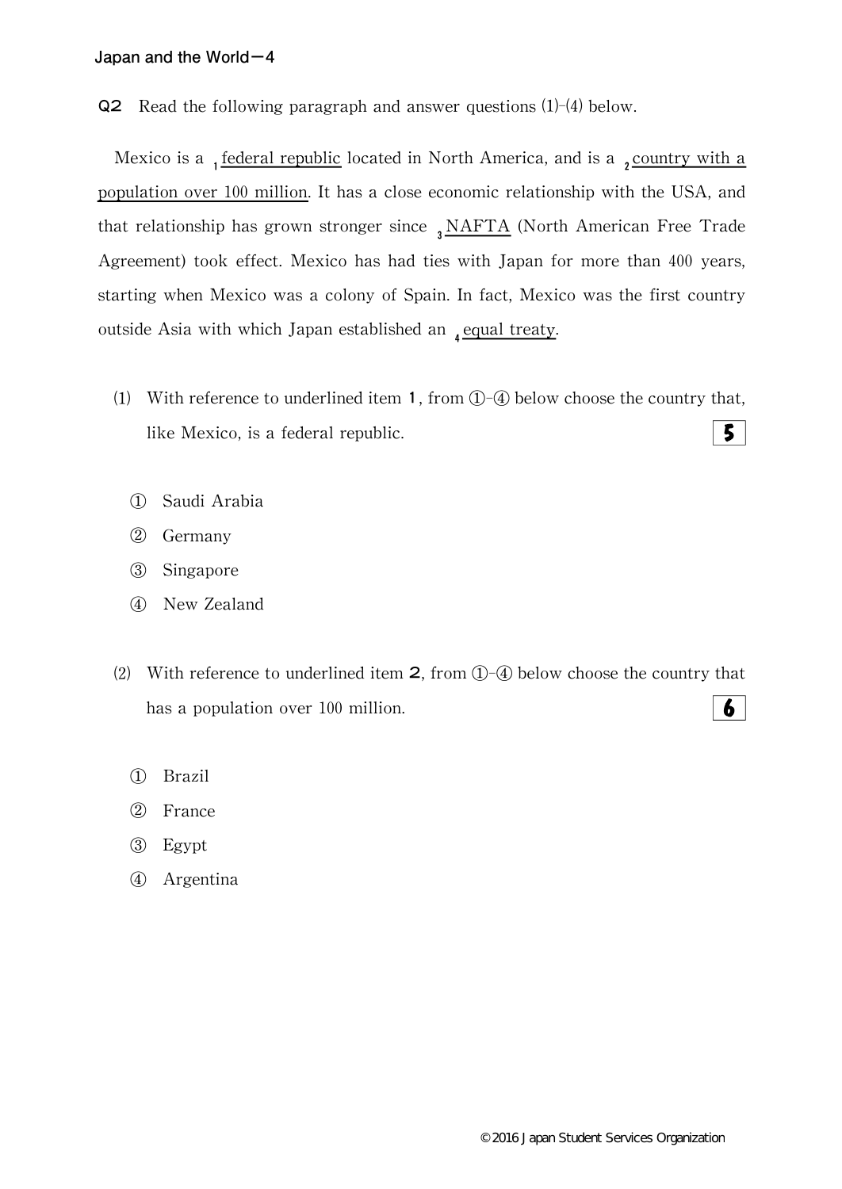**Q2** Read the following paragraph and answer questions (1)-(4) below.

Mexico is a [1] federal republic located in North America, and is a [2] country with a population over 100 million. It has a close economic relationship with the USA, and that relationship has grown stronger since [3] NAFTA (North American Free Trade Agreement) took effect. Mexico has had ties with Japan for more than 400 years, starting when Mexico was a colony of Spain. In fact, Mexico was the first country outside Asia with which Japan established an [4] equal treaty.

(1) With reference to underlined item **1**, from ①-④ below choose the country that, like Mexico, is a federal republic. **5**

① Saudi Arabia
② Germany
③ Singapore
④ New Zealand

(2) With reference to underlined item **2**, from ①-④ below choose the country that has a population over 100 million. **6**

① Brazil
② France
③ Egypt
④ Argentina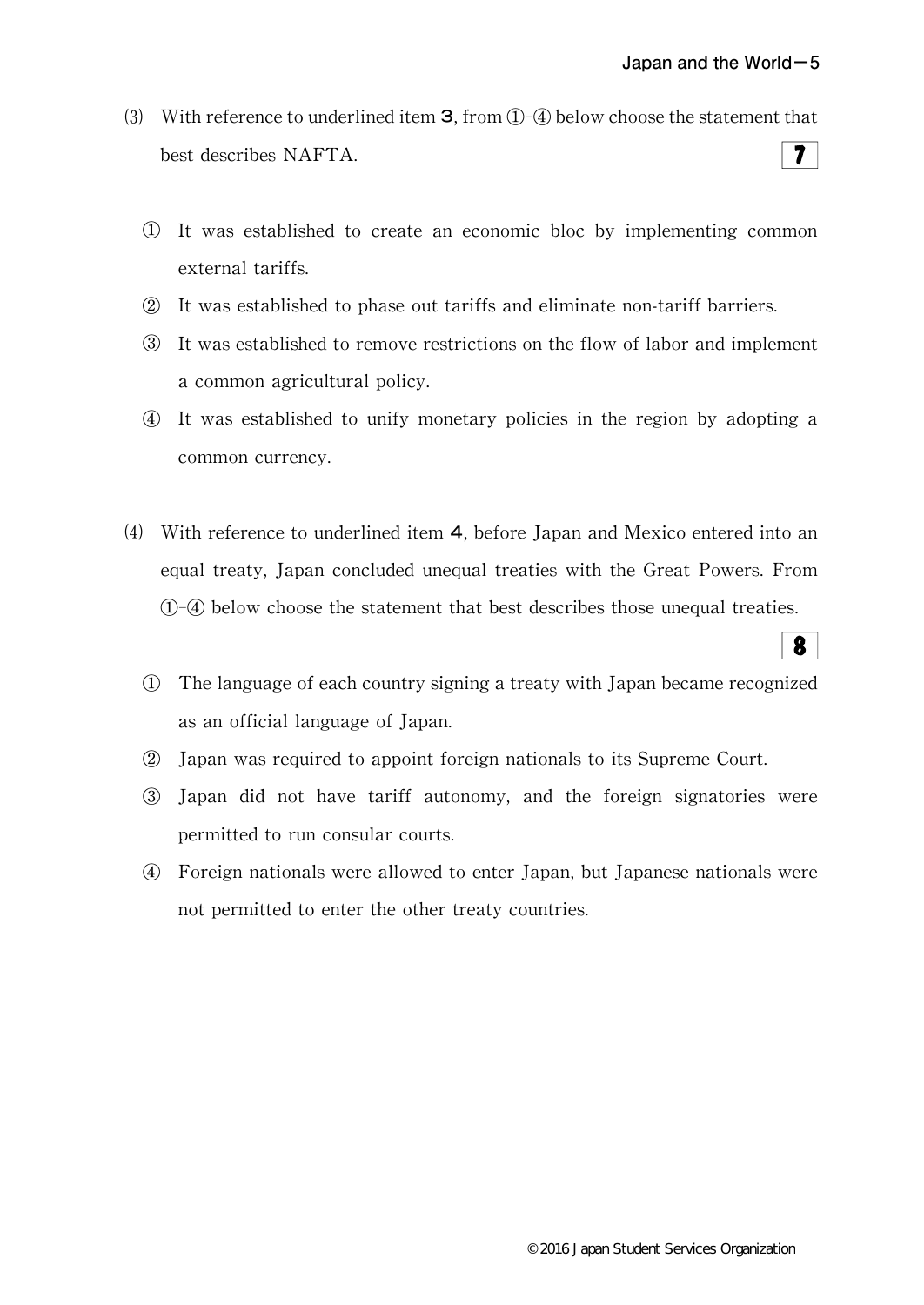(3) With reference to underlined item **3**, from ①–④ below choose the statement that best describes NAFTA. **7**

① It was established to create an economic bloc by implementing common external tariffs.

② It was established to phase out tariffs and eliminate non-tariff barriers.

③ It was established to remove restrictions on the flow of labor and implement a common agricultural policy.

④ It was established to unify monetary policies in the region by adopting a common currency.

(4) With reference to underlined item **4**, before Japan and Mexico entered into an equal treaty, Japan concluded unequal treaties with the Great Powers. From ①–④ below choose the statement that best describes those unequal treaties. **8**

① The language of each country signing a treaty with Japan became recognized as an official language of Japan.

② Japan was required to appoint foreign nationals to its Supreme Court.

③ Japan did not have tariff autonomy, and the foreign signatories were permitted to run consular courts.

④ Foreign nationals were allowed to enter Japan, but Japanese nationals were not permitted to enter the other treaty countries.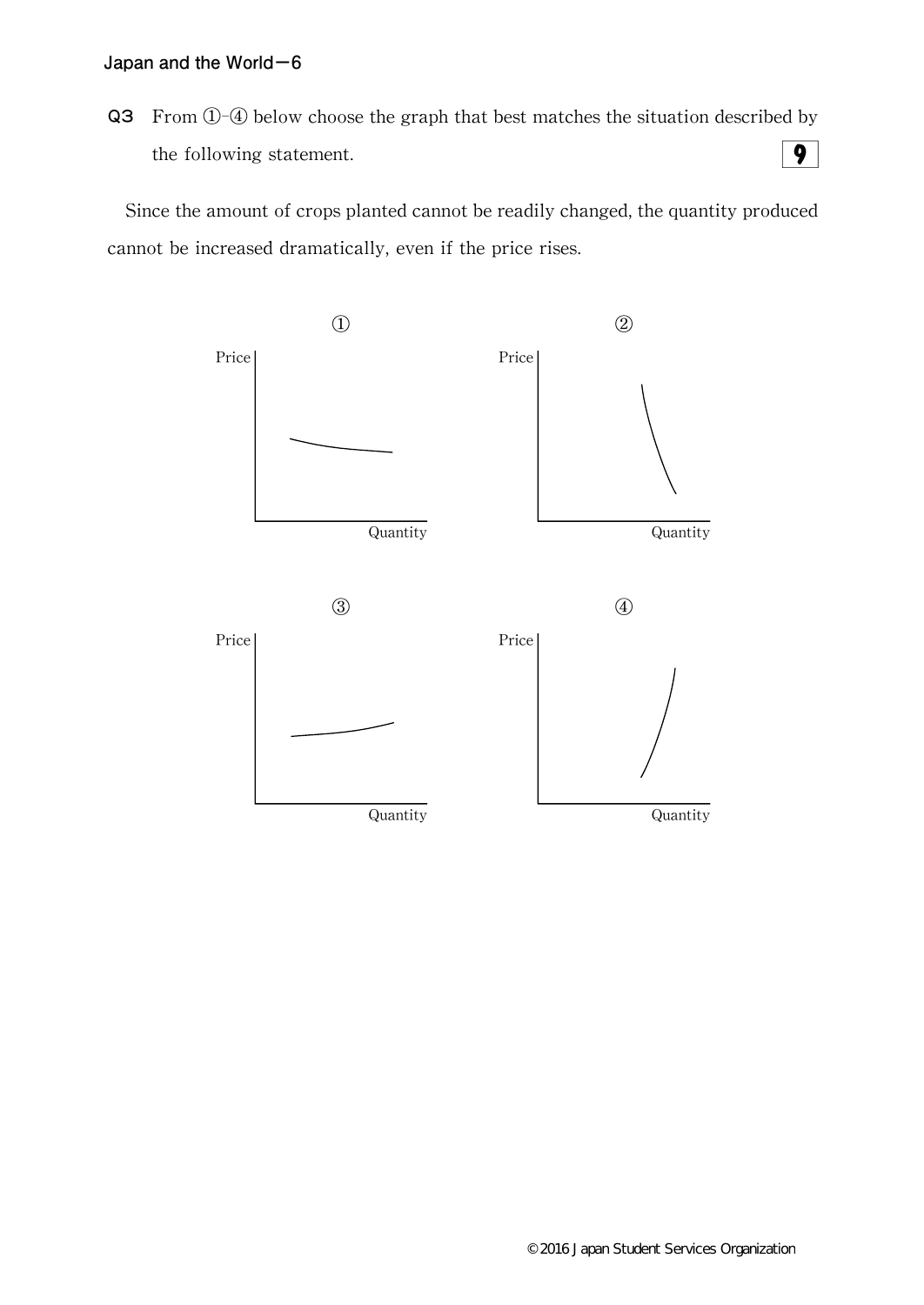**Q3** From ①-④ below choose the graph that best matches the situation described by the following statement. **9**

Since the amount of crops planted cannot be readily changed, the quantity produced cannot be increased dramatically, even if the price rises.

①

Price

Quantity

②

Price

Quantity

③

Price

Quantity

④

Price

Quantity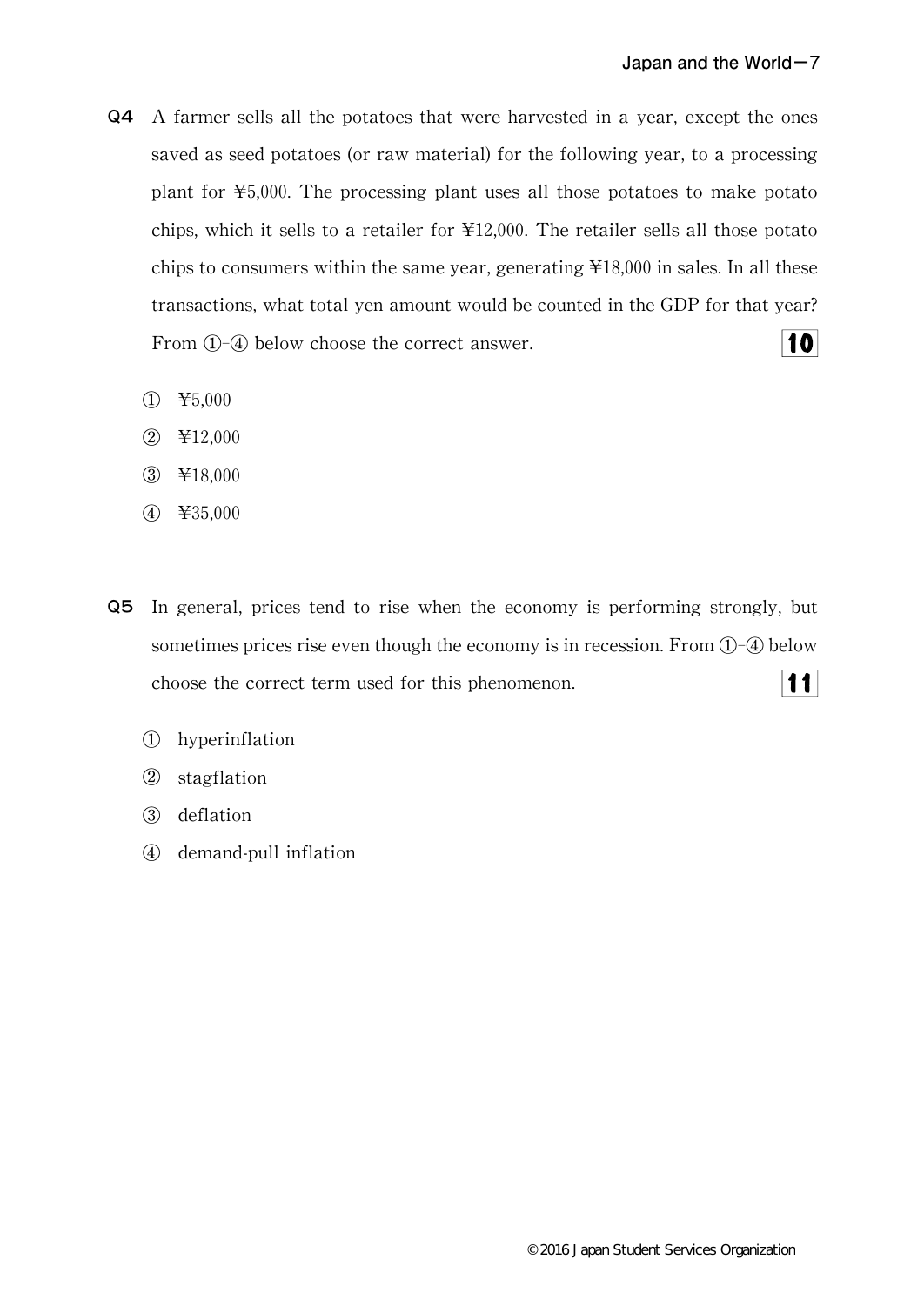**Q4** A farmer sells all the potatoes that were harvested in a year, except the ones saved as seed potatoes (or raw material) for the following year, to a processing plant for ¥5,000. The processing plant uses all those potatoes to make potato chips, which it sells to a retailer for ¥12,000. The retailer sells all those potato chips to consumers within the same year, generating ¥18,000 in sales. In all these transactions, what total yen amount would be counted in the GDP for that year? From ①-④ below choose the correct answer. **10**

① ¥5,000

② ¥12,000

③ ¥18,000

④ ¥35,000

**Q5** In general, prices tend to rise when the economy is performing strongly, but sometimes prices rise even though the economy is in recession. From ①-④ below choose the correct term used for this phenomenon. **11**

① hyperinflation

② stagflation

③ deflation

④ demand-pull inflation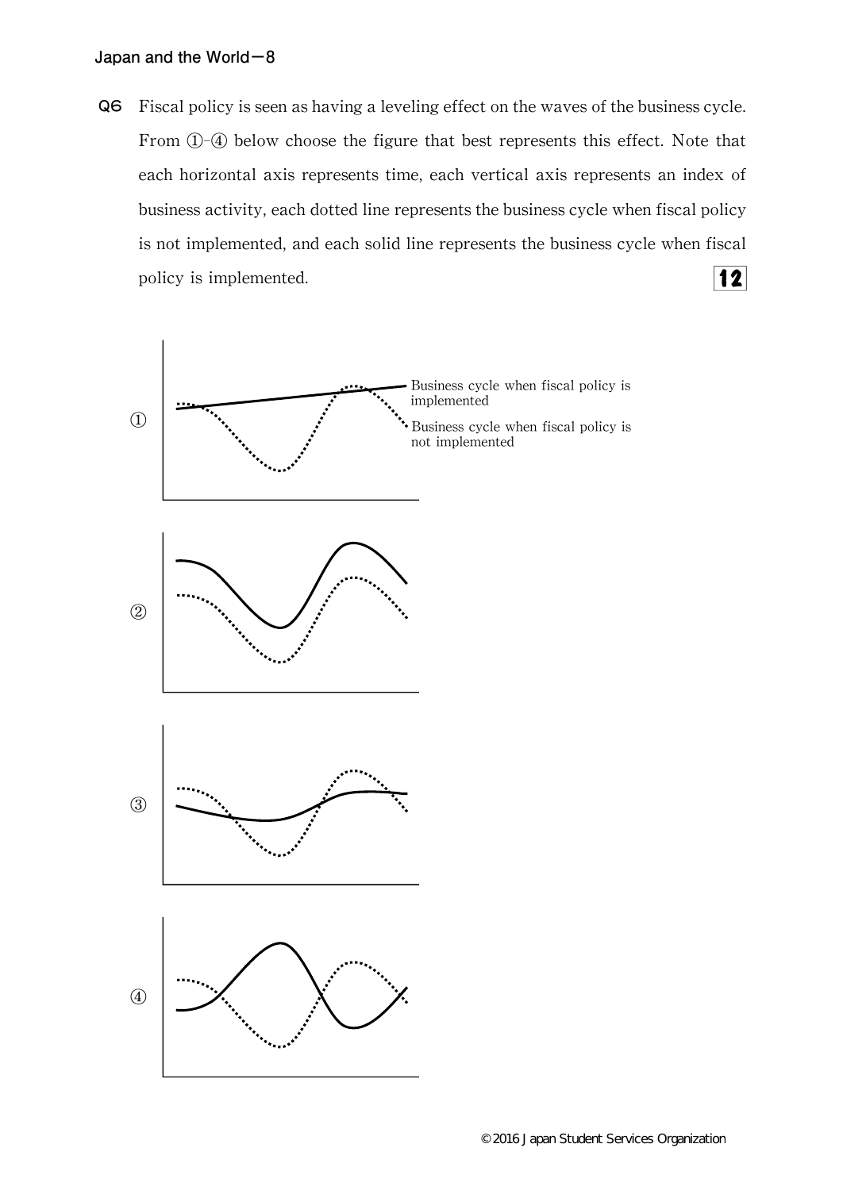**Q6** Fiscal policy is seen as having a leveling effect on the waves of the business cycle. From ①-④ below choose the figure that best represents this effect. Note that each horizontal axis represents time, each vertical axis represents an index of business activity, each dotted line represents the business cycle when fiscal policy is not implemented, and each solid line represents the business cycle when fiscal policy is implemented. **12**

①

Business cycle when fiscal policy is implemented

Business cycle when fiscal policy is not implemented

②

③

④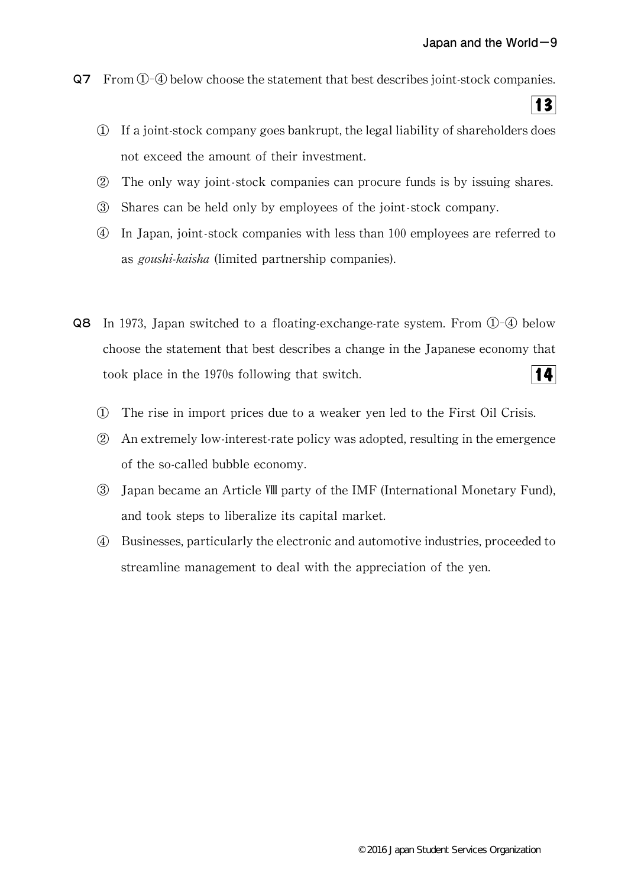**Q7** From ①-④ below choose the statement that best describes joint-stock companies. **13**

① If a joint-stock company goes bankrupt, the legal liability of shareholders does not exceed the amount of their investment.

② The only way joint-stock companies can procure funds is by issuing shares.

③ Shares can be held only by employees of the joint-stock company.

④ In Japan, joint-stock companies with less than 100 employees are referred to as *goushi-kaisha* (limited partnership companies).

**Q8** In 1973, Japan switched to a floating-exchange-rate system. From ①-④ below choose the statement that best describes a change in the Japanese economy that took place in the 1970s following that switch. **14**

① The rise in import prices due to a weaker yen led to the First Oil Crisis.

② An extremely low-interest-rate policy was adopted, resulting in the emergence of the so-called bubble economy.

③ Japan became an Article Ⅷ party of the IMF (International Monetary Fund), and took steps to liberalize its capital market.

④ Businesses, particularly the electronic and automotive industries, proceeded to streamline management to deal with the appreciation of the yen.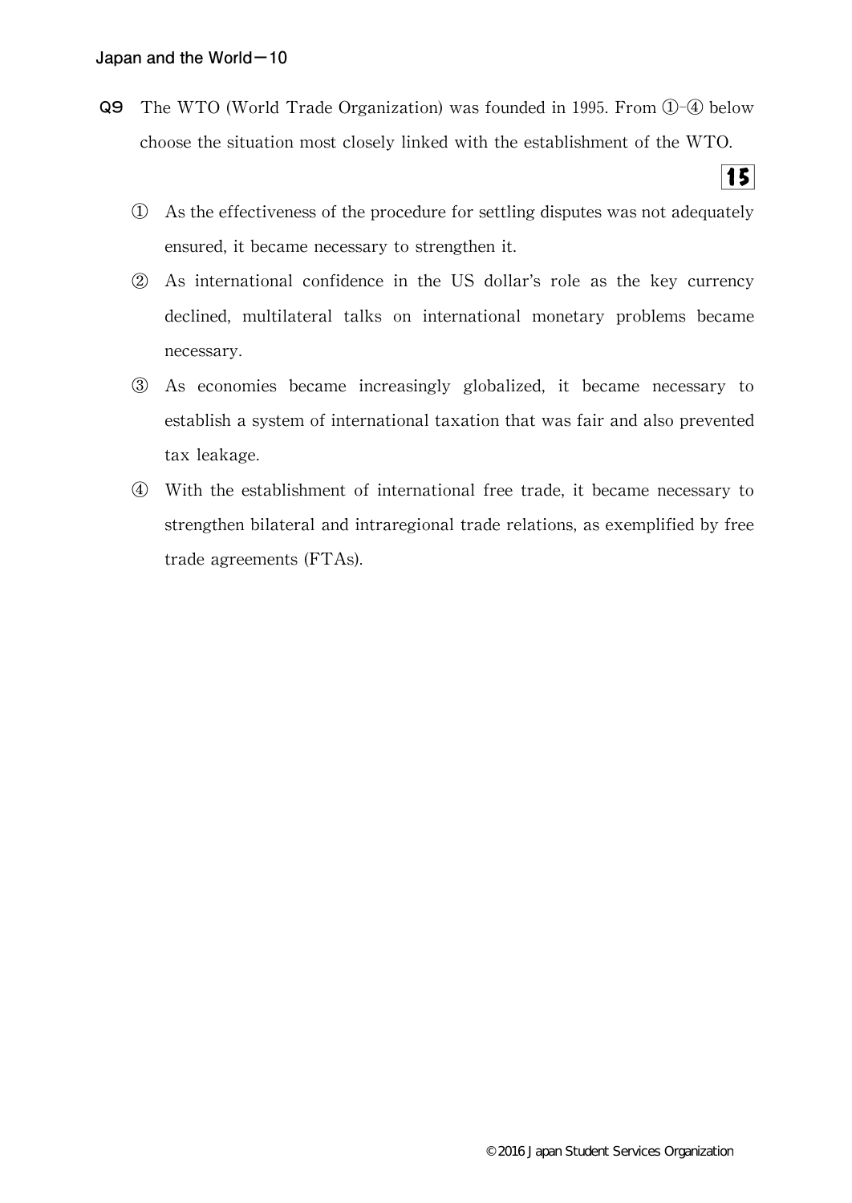**Q9** The WTO (World Trade Organization) was founded in 1995. From ①-④ below choose the situation most closely linked with the establishment of the WTO.

**15**

① As the effectiveness of the procedure for settling disputes was not adequately ensured, it became necessary to strengthen it.

② As international confidence in the US dollar's role as the key currency declined, multilateral talks on international monetary problems became necessary.

③ As economies became increasingly globalized, it became necessary to establish a system of international taxation that was fair and also prevented tax leakage.

④ With the establishment of international free trade, it became necessary to strengthen bilateral and intraregional trade relations, as exemplified by free trade agreements (FTAs).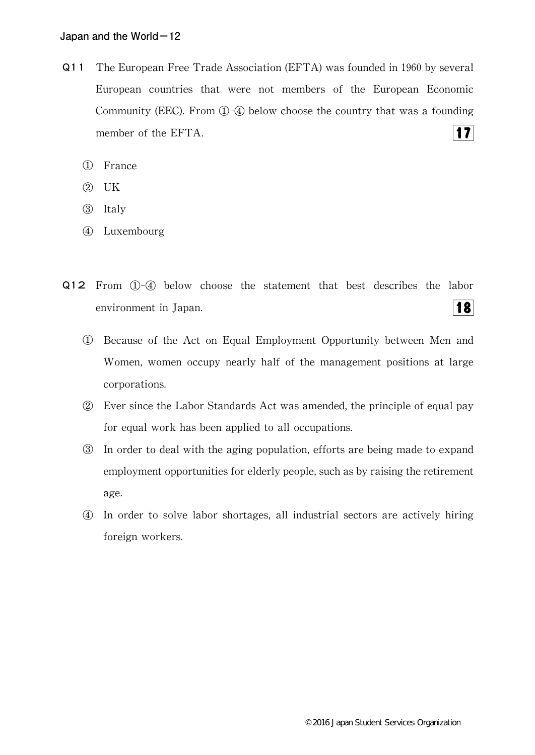**Q11** The European Free Trade Association (EFTA) was founded in 1960 by several European countries that were not members of the European Economic Community (EEC). From ①-④ below choose the country that was a founding member of the EFTA. **17**

① France

② UK

③ Italy

④ Luxembourg

**Q12** From ①-④ below choose the statement that best describes the labor environment in Japan. **18**

① Because of the Act on Equal Employment Opportunity between Men and Women, women occupy nearly half of the management positions at large corporations.

② Ever since the Labor Standards Act was amended, the principle of equal pay for equal work has been applied to all occupations.

③ In order to deal with the aging population, efforts are being made to expand employment opportunities for elderly people, such as by raising the retirement age.

④ In order to solve labor shortages, all industrial sectors are actively hiring foreign workers.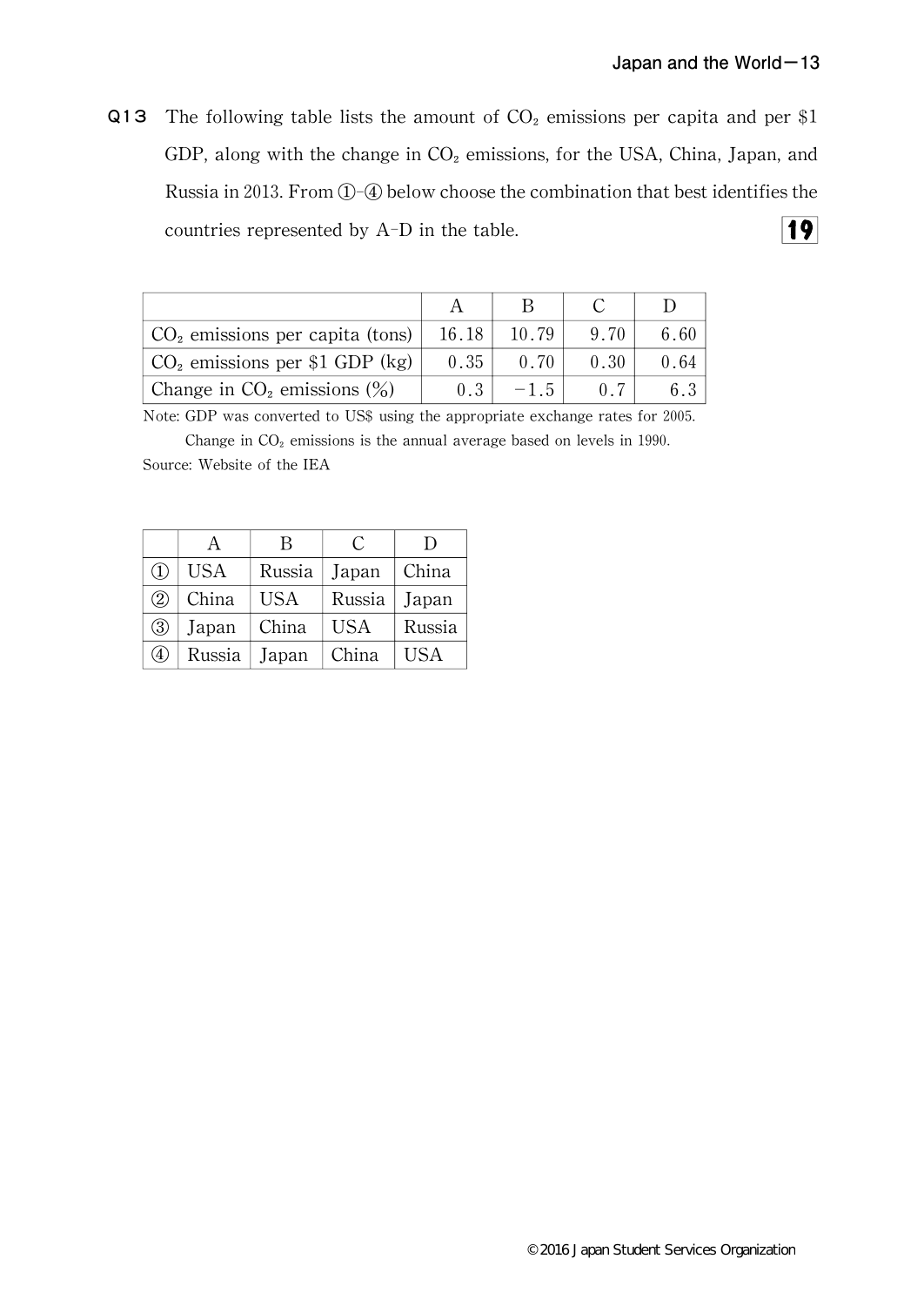**Q13** The following table lists the amount of $CO_2$ emissions per capita and per $1 GDP, along with the change in $CO_2$ emissions, for the USA, China, Japan, and Russia in 2013. From ①-④ below choose the combination that best identifies the countries represented by A-D in the table. **19**

| | A | B | C | D |
|---|---|---|---|---|
| $CO_2$ emissions per capita (tons) | 16.18 | 10.79 | 9.70 | 6.60 |
| $CO_2$ emissions per $1 GDP (kg) | 0.35 | 0.70 | 0.30 | 0.64 |
| Change in $CO_2$ emissions (%) | 0.3 | −1.5 | 0.7 | 6.3 |

Note: GDP was converted to US$ using the appropriate exchange rates for 2005.
Change in $CO_2$ emissions is the annual average based on levels in 1990.
Source: Website of the IEA

| | A | B | C | D |
|---|---|---|---|---|
| ① | USA | Russia | Japan | China |
| ② | China | USA | Russia | Japan |
| ③ | Japan | China | USA | Russia |
| ④ | Russia | Japan | China | USA |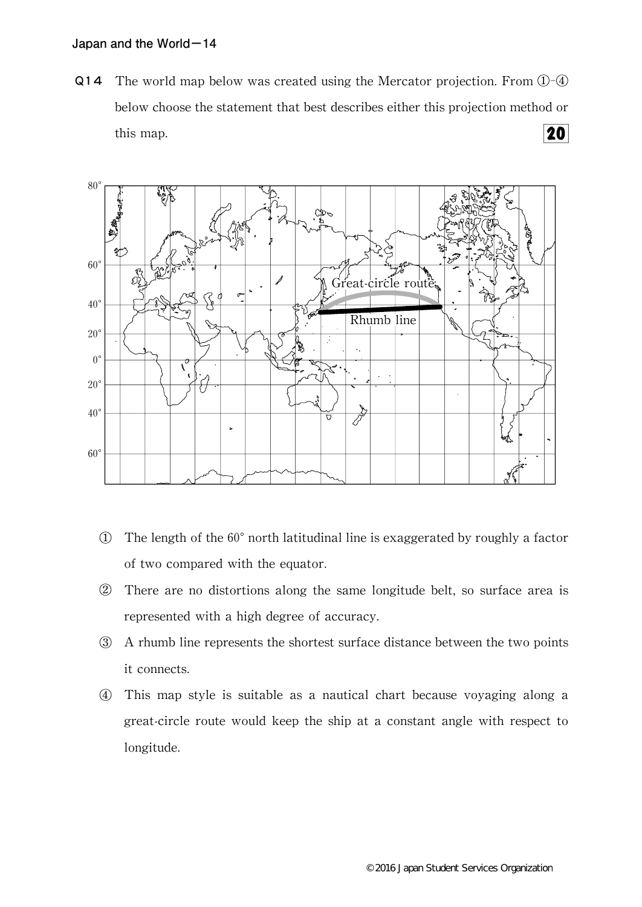**Q14** The world map below was created using the Mercator projection. From ①-④ below choose the statement that best describes either this projection method or this map. **20**

① The length of the 60° north latitudinal line is exaggerated by roughly a factor of two compared with the equator.

② There are no distortions along the same longitude belt, so surface area is represented with a high degree of accuracy.

③ A rhumb line represents the shortest surface distance between the two points it connects.

④ This map style is suitable as a nautical chart because voyaging along a great-circle route would keep the ship at a constant angle with respect to longitude.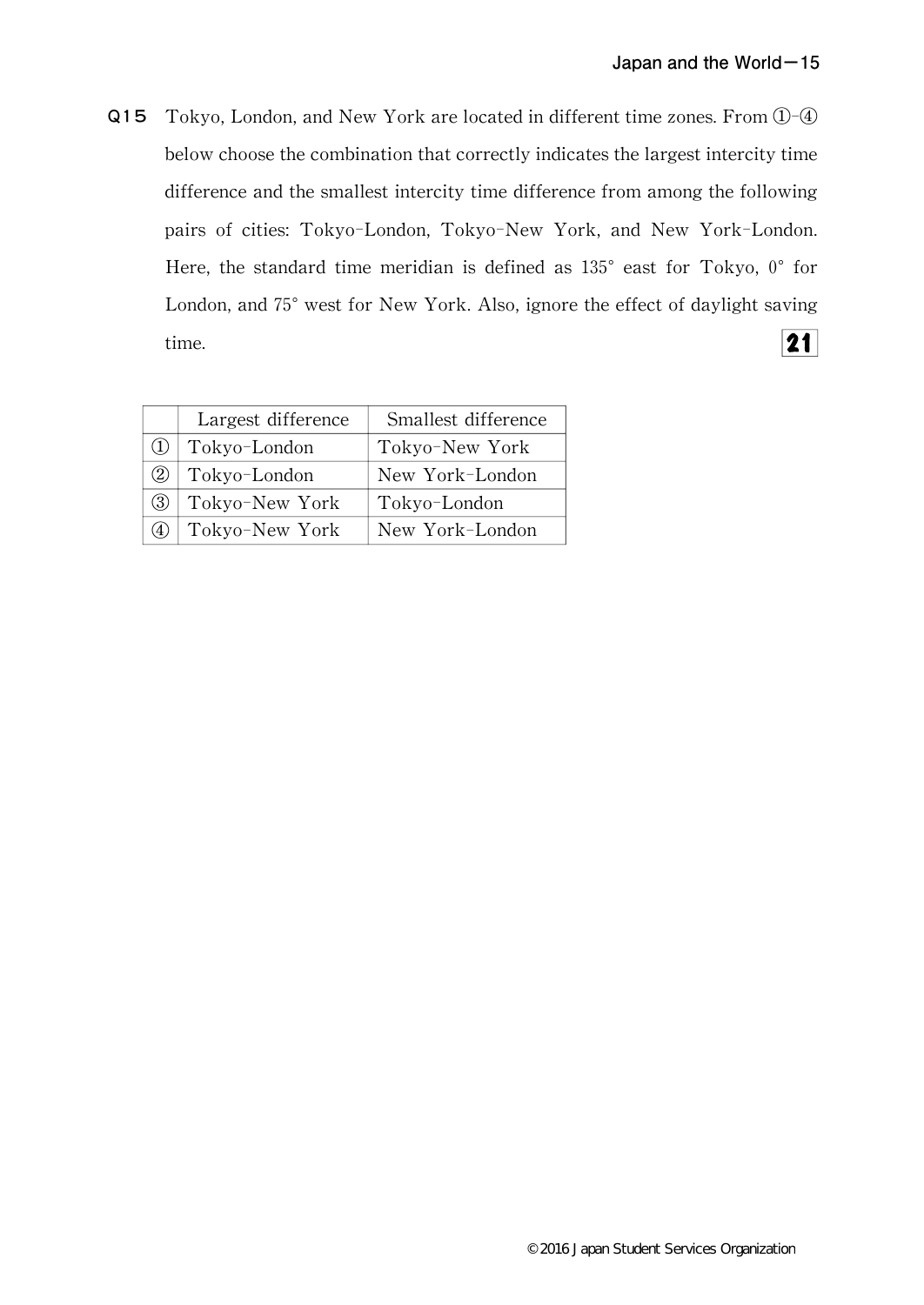**Q15** Tokyo, London, and New York are located in different time zones. From ①-④ below choose the combination that correctly indicates the largest intercity time difference and the smallest intercity time difference from among the following pairs of cities: Tokyo-London, Tokyo-New York, and New York-London. Here, the standard time meridian is defined as 135° east for Tokyo, 0° for London, and 75° west for New York. Also, ignore the effect of daylight saving time. **21**

| | Largest difference | Smallest difference |
|---|---|---|
| ① | Tokyo-London | Tokyo-New York |
| ② | Tokyo-London | New York-London |
| ③ | Tokyo-New York | Tokyo-London |
| ④ | Tokyo-New York | New York-London |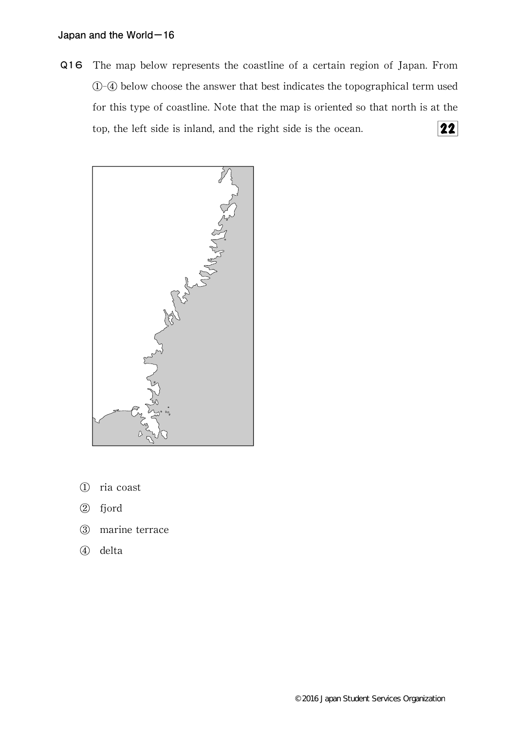**Q16** The map below represents the coastline of a certain region of Japan. From ①-④ below choose the answer that best indicates the topographical term used for this type of coastline. Note that the map is oriented so that north is at the top, the left side is inland, and the right side is the ocean. **22**

① ria coast

② fjord

③ marine terrace

④ delta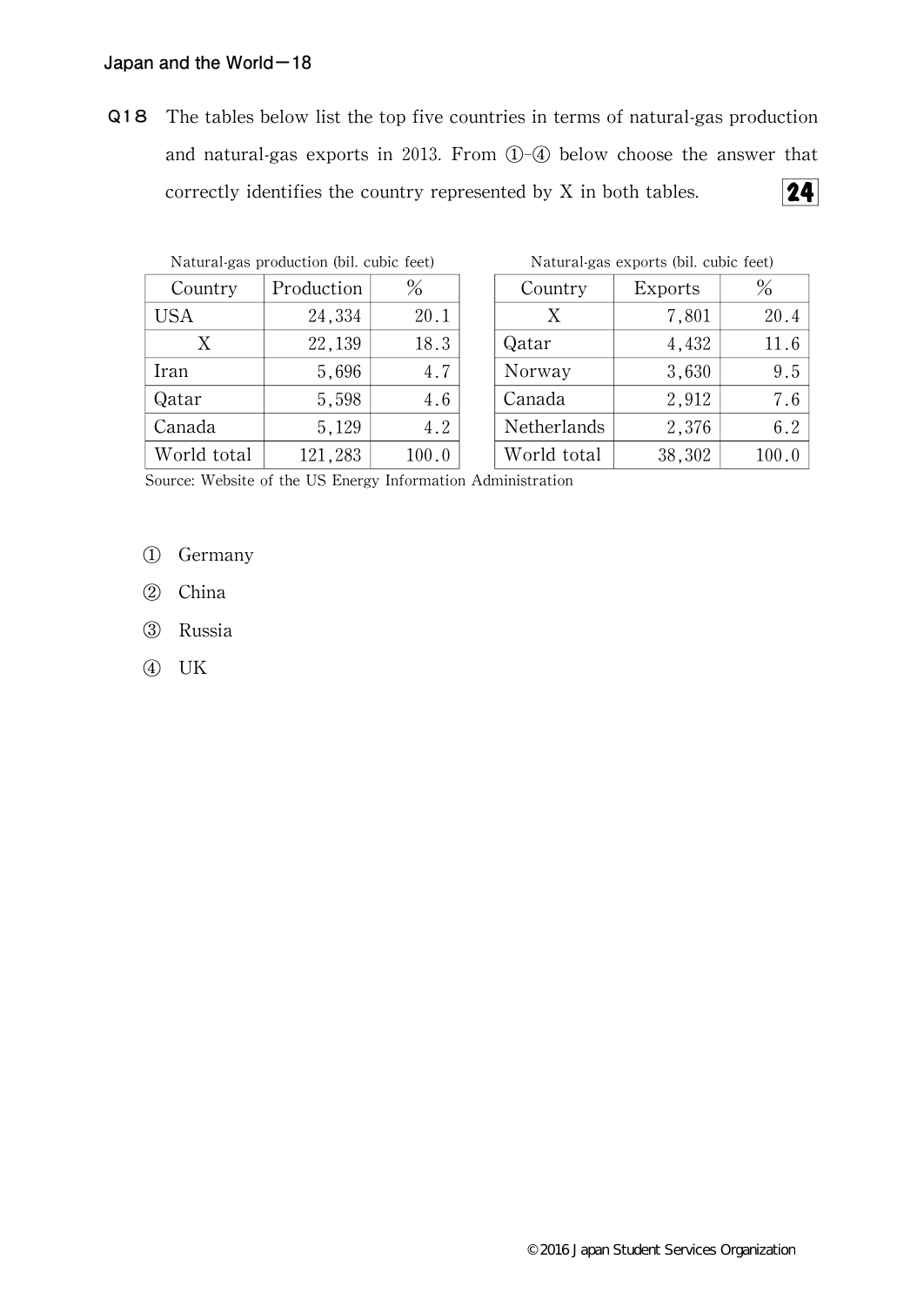**Q18** The tables below list the top five countries in terms of natural-gas production and natural-gas exports in 2013. From ①-④ below choose the answer that correctly identifies the country represented by X in both tables. **24**

Natural-gas production (bil. cubic feet)

| Country | Production | % |
|---|---|---|
| USA | 24,334 | 20.1 |
| X | 22,139 | 18.3 |
| Iran | 5,696 | 4.7 |
| Qatar | 5,598 | 4.6 |
| Canada | 5,129 | 4.2 |
| World total | 121,283 | 100.0 |

Natural-gas exports (bil. cubic feet)

| Country | Exports | % |
|---|---|---|
| X | 7,801 | 20.4 |
| Qatar | 4,432 | 11.6 |
| Norway | 3,630 | 9.5 |
| Canada | 2,912 | 7.6 |
| Netherlands | 2,376 | 6.2 |
| World total | 38,302 | 100.0 |

Source: Website of the US Energy Information Administration

① Germany

② China

③ Russia

④ UK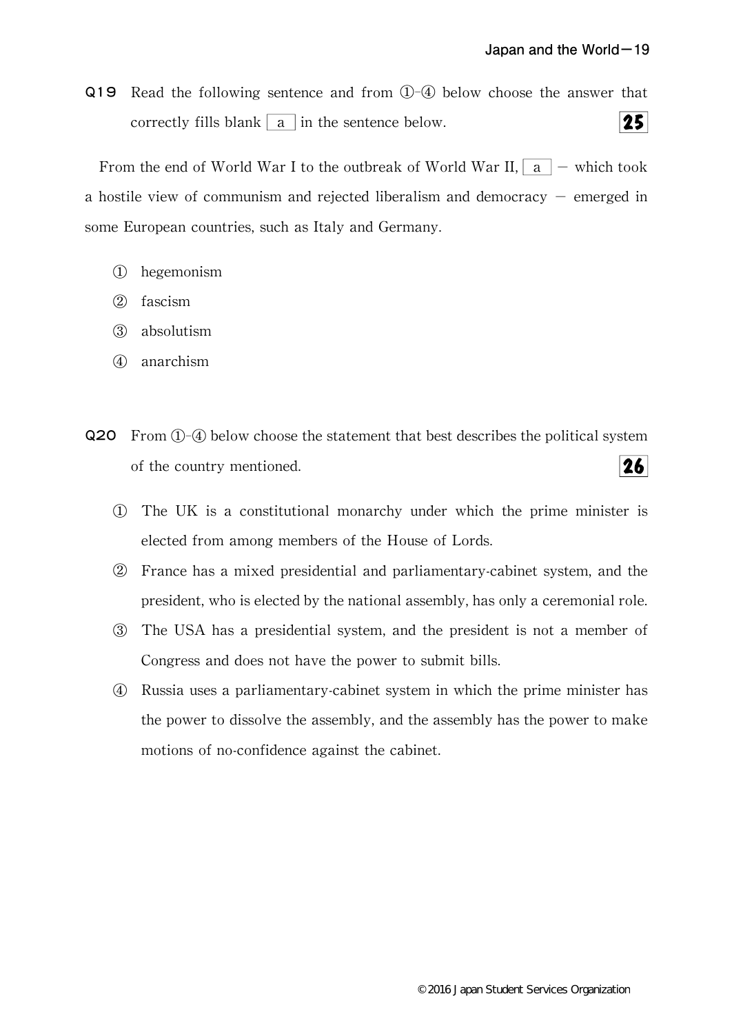**Q19** Read the following sentence and from ①-④ below choose the answer that correctly fills blank [ a ] in the sentence below. **25**

From the end of World War I to the outbreak of World War II, [ a ] − which took a hostile view of communism and rejected liberalism and democracy − emerged in some European countries, such as Italy and Germany.

① hegemonism

② fascism

③ absolutism

④ anarchism

**Q20** From ①-④ below choose the statement that best describes the political system of the country mentioned. **26**

① The UK is a constitutional monarchy under which the prime minister is elected from among members of the House of Lords.

② France has a mixed presidential and parliamentary-cabinet system, and the president, who is elected by the national assembly, has only a ceremonial role.

③ The USA has a presidential system, and the president is not a member of Congress and does not have the power to submit bills.

④ Russia uses a parliamentary-cabinet system in which the prime minister has the power to dissolve the assembly, and the assembly has the power to make motions of no-confidence against the cabinet.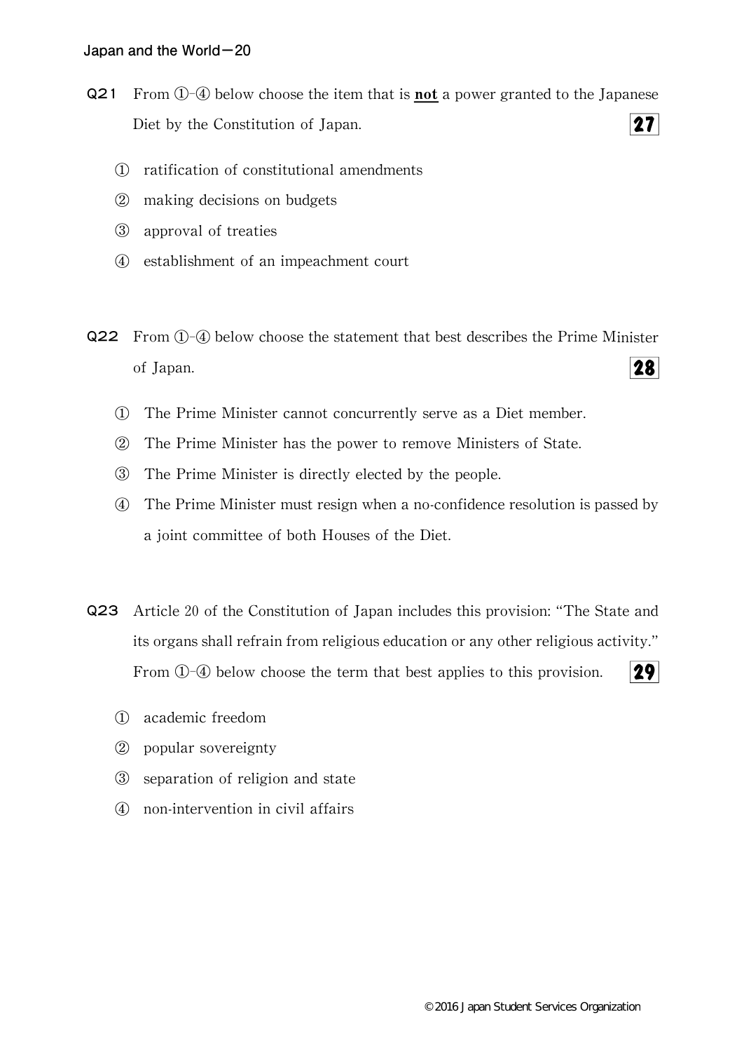**Q21** From ①-④ below choose the item that is **not** a power granted to the Japanese Diet by the Constitution of Japan. **27**

① ratification of constitutional amendments

② making decisions on budgets

③ approval of treaties

④ establishment of an impeachment court

**Q22** From ①-④ below choose the statement that best describes the Prime Minister of Japan. **28**

① The Prime Minister cannot concurrently serve as a Diet member.

② The Prime Minister has the power to remove Ministers of State.

③ The Prime Minister is directly elected by the people.

④ The Prime Minister must resign when a no-confidence resolution is passed by a joint committee of both Houses of the Diet.

**Q23** Article 20 of the Constitution of Japan includes this provision: "The State and its organs shall refrain from religious education or any other religious activity." From ①-④ below choose the term that best applies to this provision. **29**

① academic freedom

② popular sovereignty

③ separation of religion and state

④ non-intervention in civil affairs

©2016 Japan Student Services Organization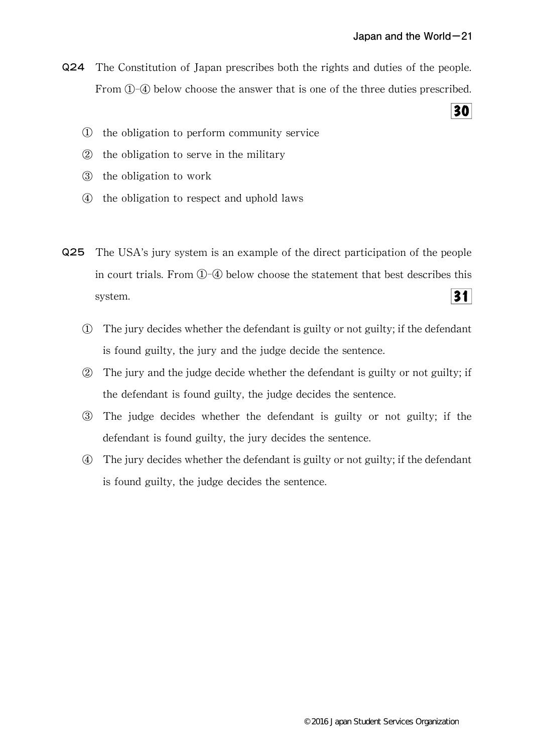**Q24** The Constitution of Japan prescribes both the rights and duties of the people. From ①-④ below choose the answer that is one of the three duties prescribed. **30**

① the obligation to perform community service

② the obligation to serve in the military

③ the obligation to work

④ the obligation to respect and uphold laws

**Q25** The USA's jury system is an example of the direct participation of the people in court trials. From ①-④ below choose the statement that best describes this system. **31**

① The jury decides whether the defendant is guilty or not guilty; if the defendant is found guilty, the jury and the judge decide the sentence.

② The jury and the judge decide whether the defendant is guilty or not guilty; if the defendant is found guilty, the judge decides the sentence.

③ The judge decides whether the defendant is guilty or not guilty; if the defendant is found guilty, the jury decides the sentence.

④ The jury decides whether the defendant is guilty or not guilty; if the defendant is found guilty, the judge decides the sentence.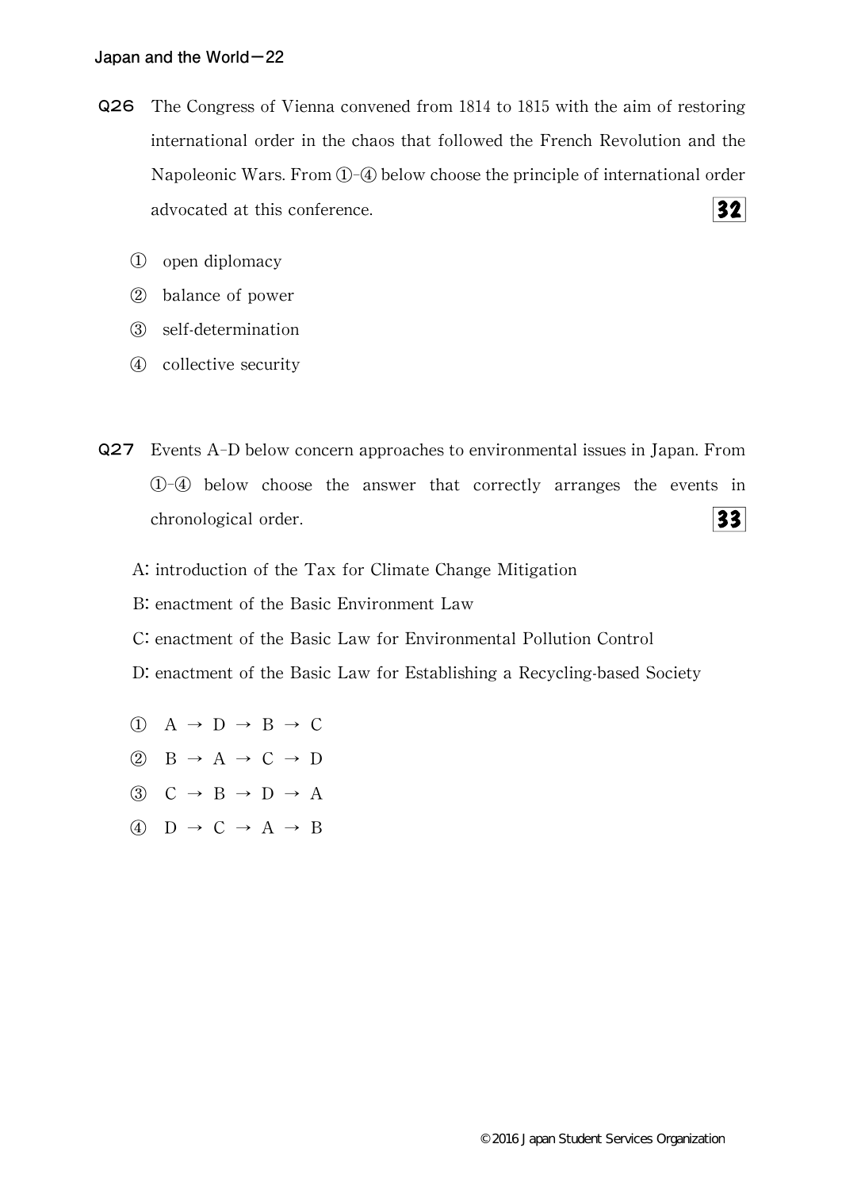**Q26** The Congress of Vienna convened from 1814 to 1815 with the aim of restoring international order in the chaos that followed the French Revolution and the Napoleonic Wars. From ①-④ below choose the principle of international order advocated at this conference. **32**

① open diplomacy

② balance of power

③ self-determination

④ collective security

**Q27** Events A-D below concern approaches to environmental issues in Japan. From ①-④ below choose the answer that correctly arranges the events in chronological order. **33**

A: introduction of the Tax for Climate Change Mitigation

B: enactment of the Basic Environment Law

C: enactment of the Basic Law for Environmental Pollution Control

D: enactment of the Basic Law for Establishing a Recycling-based Society

① A → D → B → C

② B → A → C → D

③ C → B → D → A

④ D → C → A → B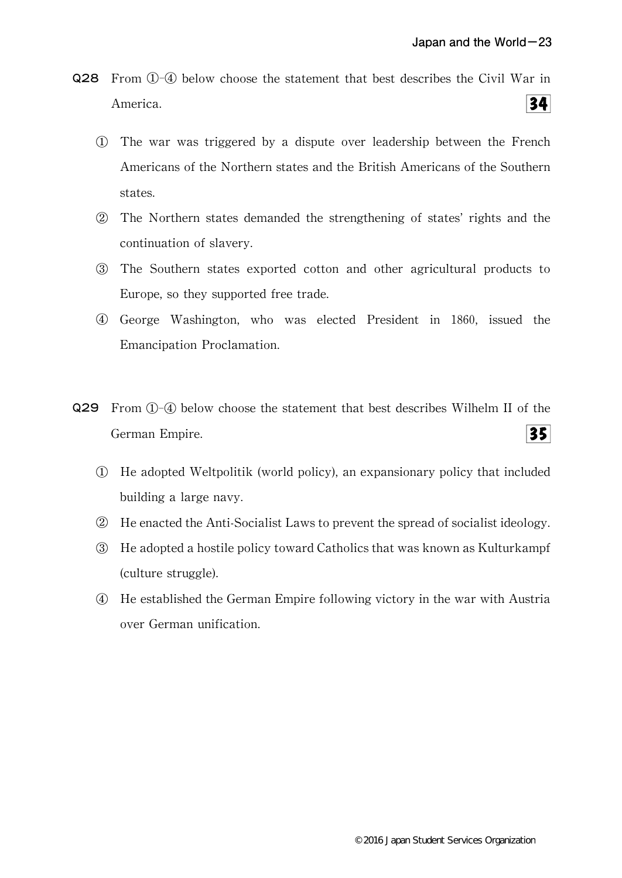**Q28** From ①-④ below choose the statement that best describes the Civil War in America. **34**

① The war was triggered by a dispute over leadership between the French Americans of the Northern states and the British Americans of the Southern states.

② The Northern states demanded the strengthening of states' rights and the continuation of slavery.

③ The Southern states exported cotton and other agricultural products to Europe, so they supported free trade.

④ George Washington, who was elected President in 1860, issued the Emancipation Proclamation.

**Q29** From ①-④ below choose the statement that best describes Wilhelm II of the German Empire. **35**

① He adopted Weltpolitik (world policy), an expansionary policy that included building a large navy.

② He enacted the Anti-Socialist Laws to prevent the spread of socialist ideology.

③ He adopted a hostile policy toward Catholics that was known as Kulturkampf (culture struggle).

④ He established the German Empire following victory in the war with Austria over German unification.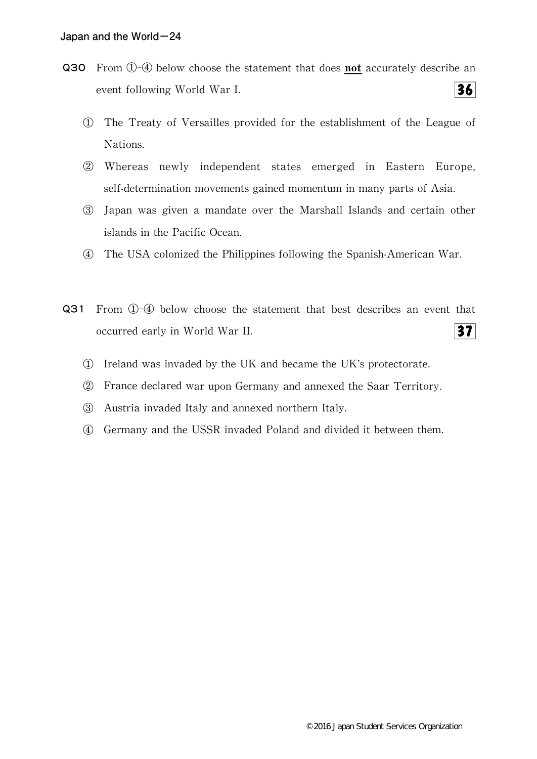**Q30** From ①-④ below choose the statement that does **not** accurately describe an event following World War I. **36**

① The Treaty of Versailles provided for the establishment of the League of Nations.

② Whereas newly independent states emerged in Eastern Europe, self-determination movements gained momentum in many parts of Asia.

③ Japan was given a mandate over the Marshall Islands and certain other islands in the Pacific Ocean.

④ The USA colonized the Philippines following the Spanish-American War.

**Q31** From ①-④ below choose the statement that best describes an event that occurred early in World War II. **37**

① Ireland was invaded by the UK and became the UK's protectorate.

② France declared war upon Germany and annexed the Saar Territory.

③ Austria invaded Italy and annexed northern Italy.

④ Germany and the USSR invaded Poland and divided it between them.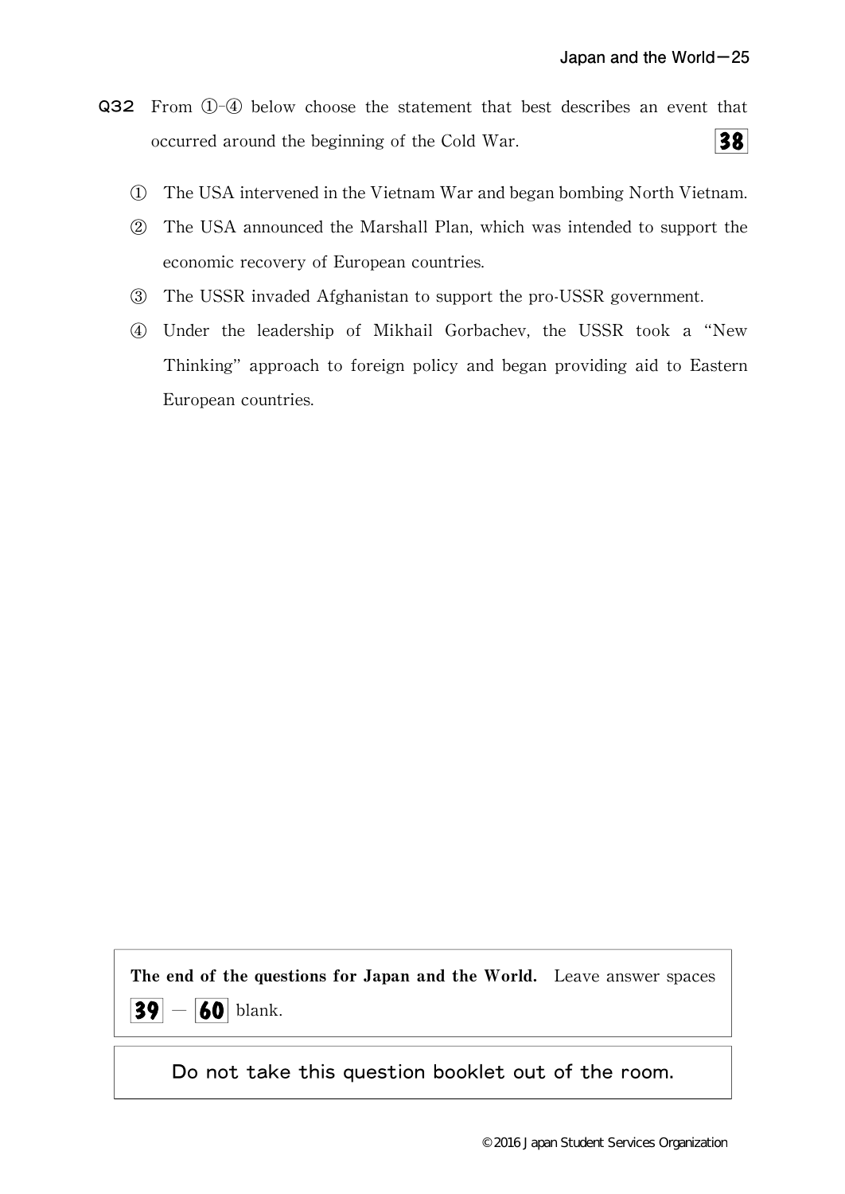**Q32** From ①-④ below choose the statement that best describes an event that occurred around the beginning of the Cold War. **38**

① The USA intervened in the Vietnam War and began bombing North Vietnam.

② The USA announced the Marshall Plan, which was intended to support the economic recovery of European countries.

③ The USSR invaded Afghanistan to support the pro-USSR government.

④ Under the leadership of Mikhail Gorbachev, the USSR took a "New Thinking" approach to foreign policy and began providing aid to Eastern European countries.

**The end of the questions for Japan and the World.** Leave answer spaces **39** — **60** blank.

Do not take this question booklet out of the room.

©2016 Japan Student Services Organization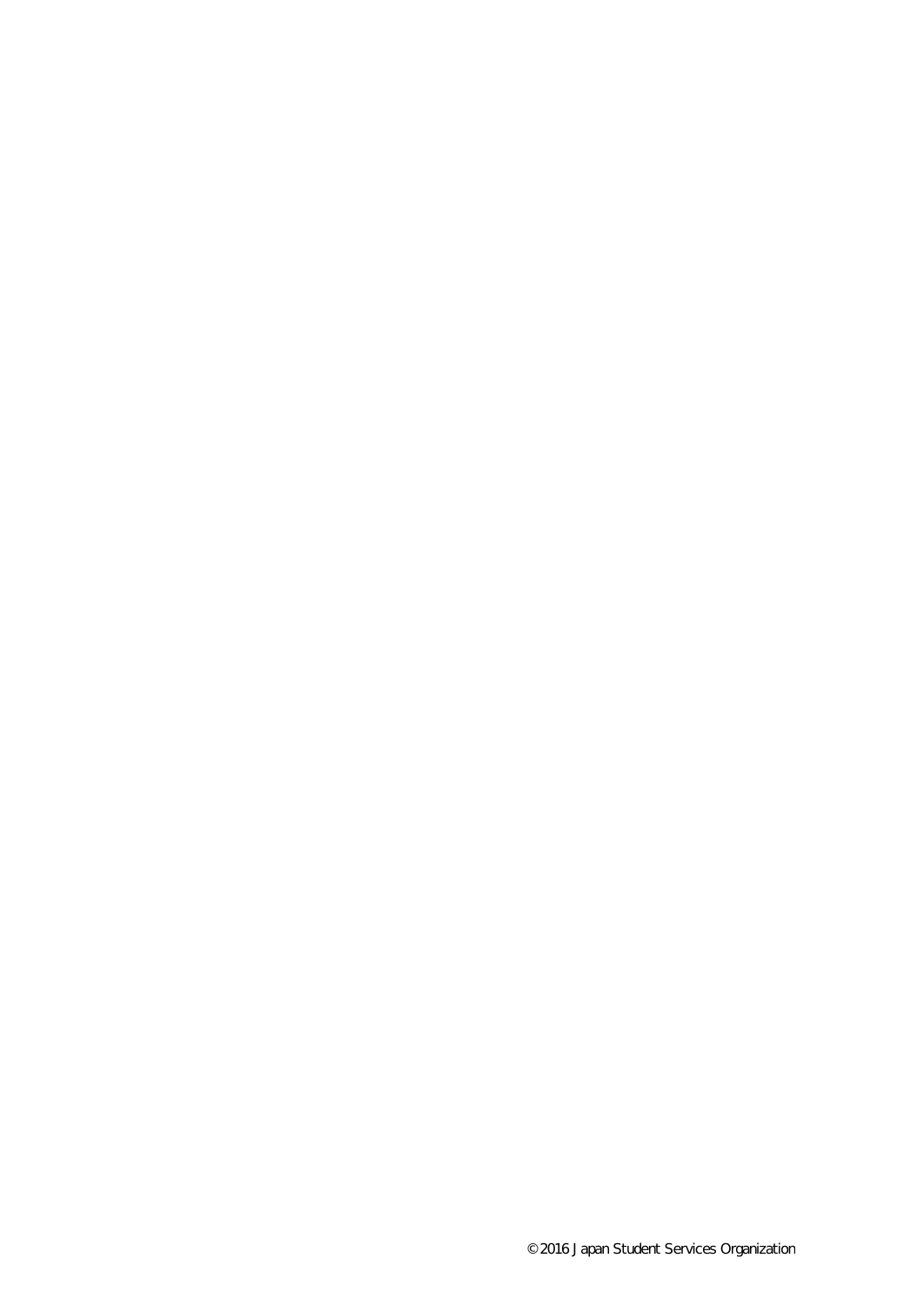© 2016 Japan Student Services Organization